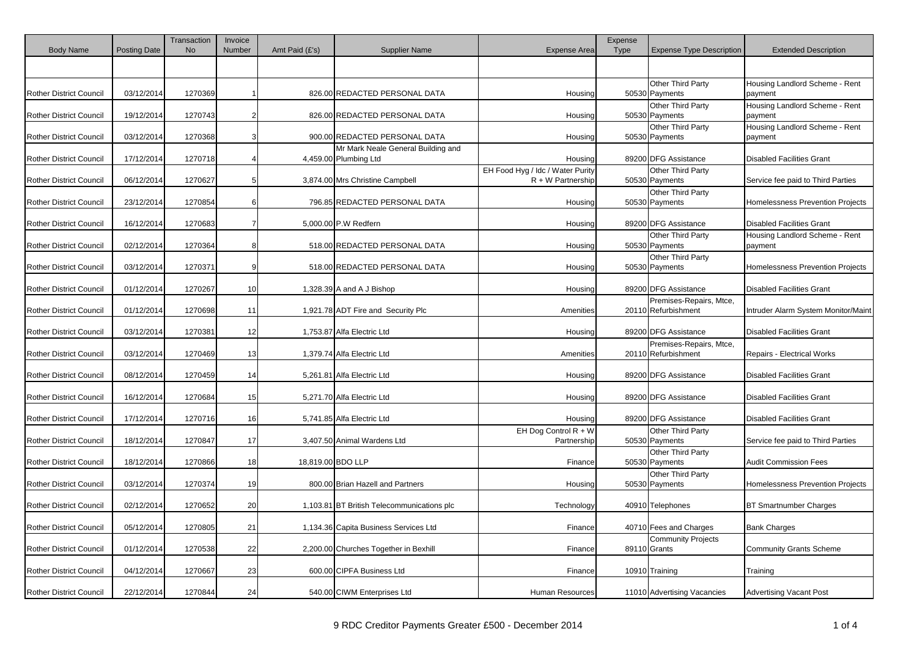| Body Name | Posting Date | Transaction No | Invoice Number | Amt Paid (£'s) | Supplier Name | Expense Area | Expense Type | Expense Type Description | Extended Description |
|---|---|---|---|---|---|---|---|---|---|
| | | | | | | | | | |
| Rother District Council | 03/12/2014 | 1270369 | 1 | 826.00 | REDACTED PERSONAL DATA | Housing | 50530 | Other Third Party Payments | Housing Landlord Scheme - Rent payment |
| Rother District Council | 19/12/2014 | 1270743 | 2 | 826.00 | REDACTED PERSONAL DATA | Housing | 50530 | Other Third Party Payments | Housing Landlord Scheme - Rent payment |
| Rother District Council | 03/12/2014 | 1270368 | 3 | 900.00 | REDACTED PERSONAL DATA | Housing | 50530 | Other Third Party Payments | Housing Landlord Scheme - Rent payment |
| Rother District Council | 17/12/2014 | 1270718 | 4 | 4,459.00 | Mr Mark Neale General Building and Plumbing Ltd | Housing | 89200 | DFG Assistance | Disabled Facilities Grant |
| Rother District Council | 06/12/2014 | 1270627 | 5 | 3,874.00 | Mrs Christine Campbell | EH Food Hyg / Idc / Water Purity R + W Partnership | 50530 | Other Third Party Payments | Service fee paid to Third Parties |
| Rother District Council | 23/12/2014 | 1270854 | 6 | 796.85 | REDACTED PERSONAL DATA | Housing | 50530 | Other Third Party Payments | Homelessness Prevention Projects |
| Rother District Council | 16/12/2014 | 1270683 | 7 | 5,000.00 | P.W Redfern | Housing | 89200 | DFG Assistance | Disabled Facilities Grant |
| Rother District Council | 02/12/2014 | 1270364 | 8 | 518.00 | REDACTED PERSONAL DATA | Housing | 50530 | Other Third Party Payments | Housing Landlord Scheme - Rent payment |
| Rother District Council | 03/12/2014 | 1270371 | 9 | 518.00 | REDACTED PERSONAL DATA | Housing | 50530 | Other Third Party Payments | Homelessness Prevention Projects |
| Rother District Council | 01/12/2014 | 1270267 | 10 | 1,328.39 | A and A J Bishop | Housing | 89200 | DFG Assistance | Disabled Facilities Grant |
| Rother District Council | 01/12/2014 | 1270698 | 11 | 1,921.78 | ADT Fire and Security Plc | Amenities | 20110 | Premises-Repairs, Mtce, Refurbishment | Intruder Alarm System Monitor/Maint |
| Rother District Council | 03/12/2014 | 1270381 | 12 | 1,753.87 | Alfa Electric Ltd | Housing | 89200 | DFG Assistance | Disabled Facilities Grant |
| Rother District Council | 03/12/2014 | 1270469 | 13 | 1,379.74 | Alfa Electric Ltd | Amenities | 20110 | Premises-Repairs, Mtce, Refurbishment | Repairs - Electrical Works |
| Rother District Council | 08/12/2014 | 1270459 | 14 | 5,261.81 | Alfa Electric Ltd | Housing | 89200 | DFG Assistance | Disabled Facilities Grant |
| Rother District Council | 16/12/2014 | 1270684 | 15 | 5,271.70 | Alfa Electric Ltd | Housing | 89200 | DFG Assistance | Disabled Facilities Grant |
| Rother District Council | 17/12/2014 | 1270716 | 16 | 5,741.85 | Alfa Electric Ltd | Housing | 89200 | DFG Assistance | Disabled Facilities Grant |
| Rother District Council | 18/12/2014 | 1270847 | 17 | 3,407.50 | Animal Wardens Ltd | EH Dog Control R + W Partnership | 50530 | Other Third Party Payments | Service fee paid to Third Parties |
| Rother District Council | 18/12/2014 | 1270866 | 18 | 18,819.00 | BDO LLP | Finance | 50530 | Other Third Party Payments | Audit Commission Fees |
| Rother District Council | 03/12/2014 | 1270374 | 19 | 800.00 | Brian Hazell and Partners | Housing | 50530 | Other Third Party Payments | Homelessness Prevention Projects |
| Rother District Council | 02/12/2014 | 1270652 | 20 | 1,103.81 | BT British Telecommunications plc | Technology | 40910 | Telephones | BT Smartnumber Charges |
| Rother District Council | 05/12/2014 | 1270805 | 21 | 1,134.36 | Capita Business Services Ltd | Finance | 40710 | Fees and Charges | Bank Charges |
| Rother District Council | 01/12/2014 | 1270538 | 22 | 2,200.00 | Churches Together in Bexhill | Finance | 89110 | Community Projects Grants | Community Grants Scheme |
| Rother District Council | 04/12/2014 | 1270667 | 23 | 600.00 | CIPFA Business Ltd | Finance | 10910 | Training | Training |
| Rother District Council | 22/12/2014 | 1270844 | 24 | 540.00 | CIWM Enterprises Ltd | Human Resources | 11010 | Advertising Vacancies | Advertising Vacant Post |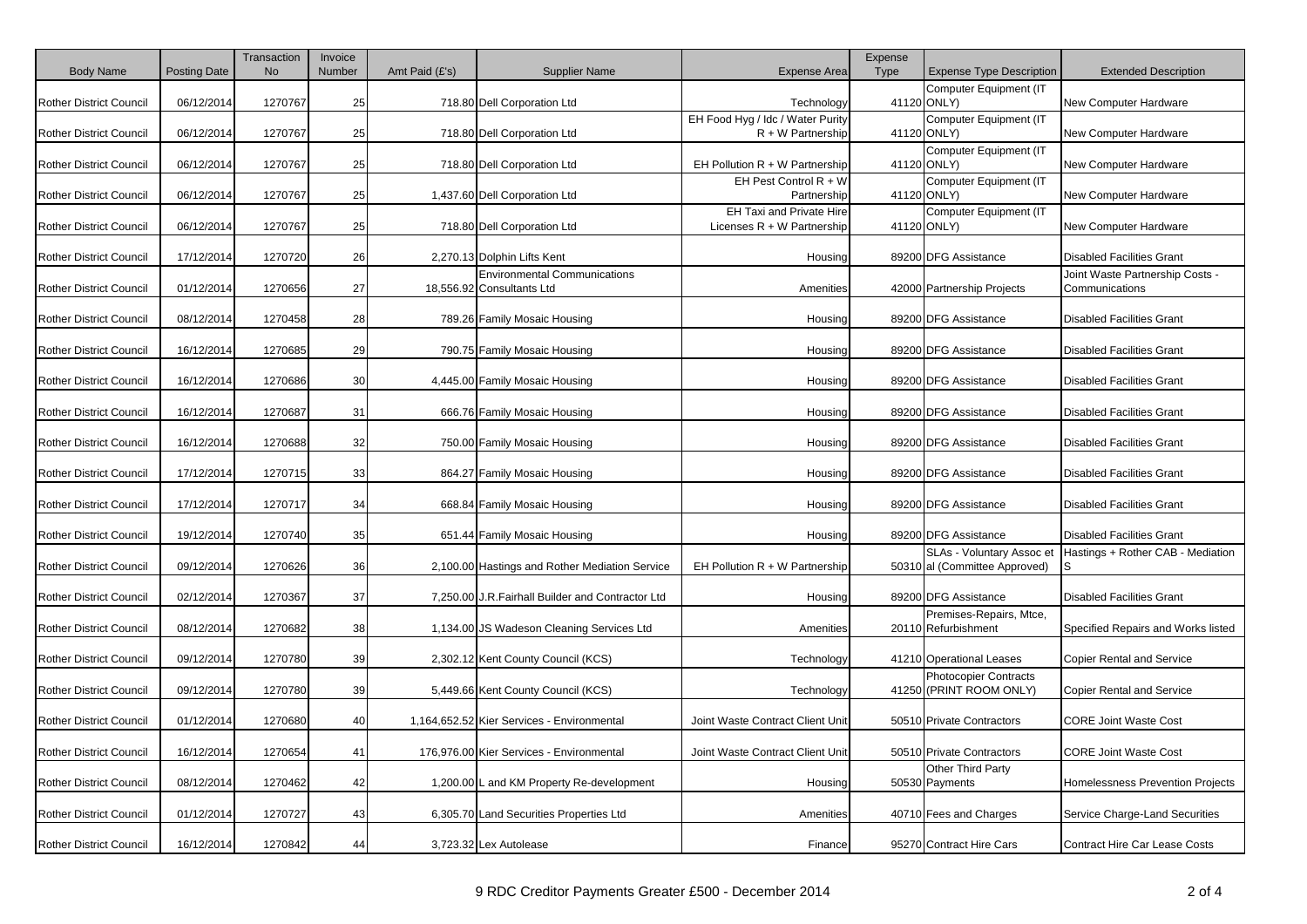| Body Name | Posting Date | Transaction No | Invoice Number | Amt Paid (£'s) | Supplier Name | Expense Area | Expense Type | Expense Type Description | Extended Description |
|---|---|---|---|---|---|---|---|---|---|
| Rother District Council | 06/12/2014 | 1270767 | 25 | 718.80 | Dell Corporation Ltd | Technology | 41120 | Computer Equipment (IT ONLY) | New Computer Hardware |
| Rother District Council | 06/12/2014 | 1270767 | 25 | 718.80 | Dell Corporation Ltd | EH Food Hyg / Idc / Water Purity R + W Partnership | 41120 | Computer Equipment (IT ONLY) | New Computer Hardware |
| Rother District Council | 06/12/2014 | 1270767 | 25 | 718.80 | Dell Corporation Ltd | EH Pollution R + W Partnership | 41120 | Computer Equipment (IT ONLY) | New Computer Hardware |
| Rother District Council | 06/12/2014 | 1270767 | 25 | 1,437.60 | Dell Corporation Ltd | EH Pest Control R + W Partnership | 41120 | Computer Equipment (IT ONLY) | New Computer Hardware |
| Rother District Council | 06/12/2014 | 1270767 | 25 | 718.80 | Dell Corporation Ltd | EH Taxi and Private Hire Licenses R + W Partnership | 41120 | Computer Equipment (IT ONLY) | New Computer Hardware |
| Rother District Council | 17/12/2014 | 1270720 | 26 | 2,270.13 | Dolphin Lifts Kent | Housing | 89200 | DFG Assistance | Disabled Facilities Grant |
| Rother District Council | 01/12/2014 | 1270656 | 27 | 18,556.92 | Environmental Communications Consultants Ltd | Amenities | 42000 | Partnership Projects | Joint Waste Partnership Costs - Communications |
| Rother District Council | 08/12/2014 | 1270458 | 28 | 789.26 | Family Mosaic Housing | Housing | 89200 | DFG Assistance | Disabled Facilities Grant |
| Rother District Council | 16/12/2014 | 1270685 | 29 | 790.75 | Family Mosaic Housing | Housing | 89200 | DFG Assistance | Disabled Facilities Grant |
| Rother District Council | 16/12/2014 | 1270686 | 30 | 4,445.00 | Family Mosaic Housing | Housing | 89200 | DFG Assistance | Disabled Facilities Grant |
| Rother District Council | 16/12/2014 | 1270687 | 31 | 666.76 | Family Mosaic Housing | Housing | 89200 | DFG Assistance | Disabled Facilities Grant |
| Rother District Council | 16/12/2014 | 1270688 | 32 | 750.00 | Family Mosaic Housing | Housing | 89200 | DFG Assistance | Disabled Facilities Grant |
| Rother District Council | 17/12/2014 | 1270715 | 33 | 864.27 | Family Mosaic Housing | Housing | 89200 | DFG Assistance | Disabled Facilities Grant |
| Rother District Council | 17/12/2014 | 1270717 | 34 | 668.84 | Family Mosaic Housing | Housing | 89200 | DFG Assistance | Disabled Facilities Grant |
| Rother District Council | 19/12/2014 | 1270740 | 35 | 651.44 | Family Mosaic Housing | Housing | 89200 | DFG Assistance | Disabled Facilities Grant |
| Rother District Council | 09/12/2014 | 1270626 | 36 | 2,100.00 | Hastings and Rother Mediation Service | EH Pollution R + W Partnership | 50310 | SLAs - Voluntary Assoc et al (Committee Approved) | Hastings + Rother CAB - Mediation S |
| Rother District Council | 02/12/2014 | 1270367 | 37 | 7,250.00 | J.R.Fairhall Builder and Contractor Ltd | Housing | 89200 | DFG Assistance | Disabled Facilities Grant |
| Rother District Council | 08/12/2014 | 1270682 | 38 | 1,134.00 | JS Wadeson Cleaning Services Ltd | Amenities | 20110 | Premises-Repairs, Mtce, Refurbishment | Specified Repairs and Works listed |
| Rother District Council | 09/12/2014 | 1270780 | 39 | 2,302.12 | Kent County Council (KCS) | Technology | 41210 | Operational Leases | Copier Rental and Service |
| Rother District Council | 09/12/2014 | 1270780 | 39 | 5,449.66 | Kent County Council (KCS) | Technology | 41250 | Photocopier Contracts (PRINT ROOM ONLY) | Copier Rental and Service |
| Rother District Council | 01/12/2014 | 1270680 | 40 | 1,164,652.52 | Kier Services - Environmental | Joint Waste Contract Client Unit | 50510 | Private Contractors | CORE Joint Waste Cost |
| Rother District Council | 16/12/2014 | 1270654 | 41 | 176,976.00 | Kier Services - Environmental | Joint Waste Contract Client Unit | 50510 | Private Contractors | CORE Joint Waste Cost |
| Rother District Council | 08/12/2014 | 1270462 | 42 | 1,200.00 | L and KM Property Re-development | Housing | 50530 | Other Third Party Payments | Homelessness Prevention Projects |
| Rother District Council | 01/12/2014 | 1270727 | 43 | 6,305.70 | Land Securities Properties Ltd | Amenities | 40710 | Fees and Charges | Service Charge-Land Securities |
| Rother District Council | 16/12/2014 | 1270842 | 44 | 3,723.32 | Lex Autolease | Finance | 95270 | Contract Hire Cars | Contract Hire Car Lease Costs |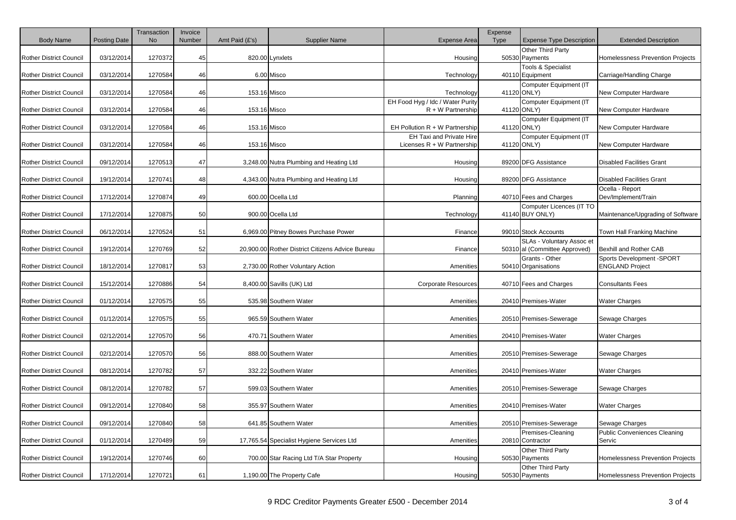| Body Name | Posting Date | Transaction No | Invoice Number | Amt Paid (£'s) | Supplier Name | Expense Area | Expense Type | Expense Type Description | Extended Description |
|---|---|---|---|---|---|---|---|---|---|
| Rother District Council | 03/12/2014 | 1270372 | 45 | 820.00 | Lynxlets | Housing | 50530 | Other Third Party Payments | Homelessness Prevention Projects |
| Rother District Council | 03/12/2014 | 1270584 | 46 | 6.00 | Misco | Technology | 40110 | Tools & Specialist Equipment | Carriage/Handling Charge |
| Rother District Council | 03/12/2014 | 1270584 | 46 | 153.16 | Misco | Technology | 41120 | Computer Equipment (IT ONLY) | New Computer Hardware |
| Rother District Council | 03/12/2014 | 1270584 | 46 | 153.16 | Misco | EH Food Hyg / Idc / Water Purity R + W Partnership | 41120 | Computer Equipment (IT ONLY) | New Computer Hardware |
| Rother District Council | 03/12/2014 | 1270584 | 46 | 153.16 | Misco | EH Pollution R + W Partnership | 41120 | Computer Equipment (IT ONLY) | New Computer Hardware |
| Rother District Council | 03/12/2014 | 1270584 | 46 | 153.16 | Misco | EH Taxi and Private Hire Licenses R + W Partnership | 41120 | Computer Equipment (IT ONLY) | New Computer Hardware |
| Rother District Council | 09/12/2014 | 1270513 | 47 | 3,248.00 | Nutra Plumbing and Heating Ltd | Housing | 89200 | DFG Assistance | Disabled Facilities Grant |
| Rother District Council | 19/12/2014 | 1270741 | 48 | 4,343.00 | Nutra Plumbing and Heating Ltd | Housing | 89200 | DFG Assistance | Disabled Facilities Grant |
| Rother District Council | 17/12/2014 | 1270874 | 49 | 600.00 | Ocella Ltd | Planning | 40710 | Fees and Charges | Ocella - Report Dev/Implement/Train |
| Rother District Council | 17/12/2014 | 1270875 | 50 | 900.00 | Ocella Ltd | Technology | 41140 | Computer Licences (IT TO BUY ONLY) | Maintenance/Upgrading of Software |
| Rother District Council | 06/12/2014 | 1270524 | 51 | 6,969.00 | Pitney Bowes Purchase Power | Finance | 99010 | Stock Accounts | Town Hall Franking Machine |
| Rother District Council | 19/12/2014 | 1270769 | 52 | 20,900.00 | Rother District Citizens Advice Bureau | Finance | 50310 | SLAs - Voluntary Assoc et al (Committee Approved) | Bexhill and Rother CAB |
| Rother District Council | 18/12/2014 | 1270817 | 53 | 2,730.00 | Rother Voluntary Action | Amenities | 50410 | Grants - Other Organisations | Sports Development -SPORT ENGLAND Project |
| Rother District Council | 15/12/2014 | 1270886 | 54 | 8,400.00 | Savills (UK) Ltd | Corporate Resources | 40710 | Fees and Charges | Consultants Fees |
| Rother District Council | 01/12/2014 | 1270575 | 55 | 535.98 | Southern Water | Amenities | 20410 | Premises-Water | Water Charges |
| Rother District Council | 01/12/2014 | 1270575 | 55 | 965.59 | Southern Water | Amenities | 20510 | Premises-Sewerage | Sewage Charges |
| Rother District Council | 02/12/2014 | 1270570 | 56 | 470.71 | Southern Water | Amenities | 20410 | Premises-Water | Water Charges |
| Rother District Council | 02/12/2014 | 1270570 | 56 | 888.00 | Southern Water | Amenities | 20510 | Premises-Sewerage | Sewage Charges |
| Rother District Council | 08/12/2014 | 1270782 | 57 | 332.22 | Southern Water | Amenities | 20410 | Premises-Water | Water Charges |
| Rother District Council | 08/12/2014 | 1270782 | 57 | 599.03 | Southern Water | Amenities | 20510 | Premises-Sewerage | Sewage Charges |
| Rother District Council | 09/12/2014 | 1270840 | 58 | 355.97 | Southern Water | Amenities | 20410 | Premises-Water | Water Charges |
| Rother District Council | 09/12/2014 | 1270840 | 58 | 641.85 | Southern Water | Amenities | 20510 | Premises-Sewerage | Sewage Charges |
| Rother District Council | 01/12/2014 | 1270489 | 59 | 17,765.54 | Specialist Hygiene Services Ltd | Amenities | 20810 | Premises-Cleaning Contractor | Public Conveniences Cleaning Servic |
| Rother District Council | 19/12/2014 | 1270746 | 60 | 700.00 | Star Racing Ltd T/A Star Property | Housing | 50530 | Other Third Party Payments | Homelessness Prevention Projects |
| Rother District Council | 17/12/2014 | 1270721 | 61 | 1,190.00 | The Property Cafe | Housing | 50530 | Other Third Party Payments | Homelessness Prevention Projects |

9 RDC Creditor Payments Greater £500 - December 2014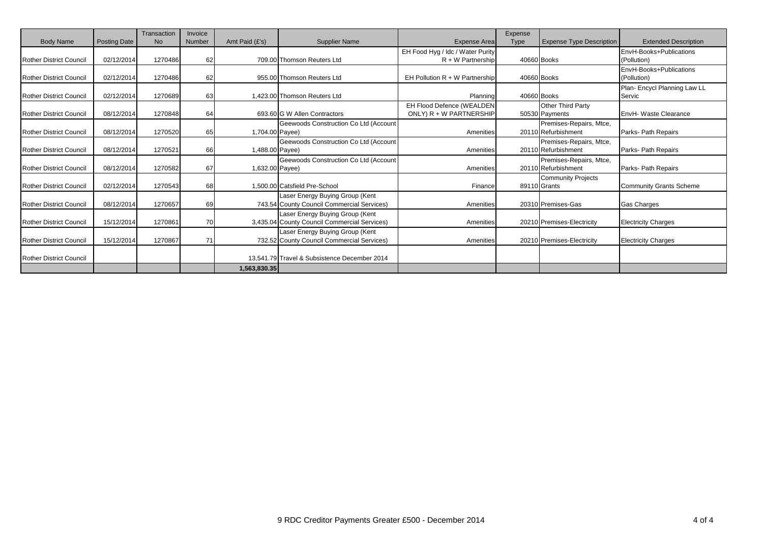| Body Name | Posting Date | Transaction No | Invoice Number | Amt Paid (£'s) | Supplier Name | Expense Area | Expense Type | Expense Type Description | Extended Description |
|---|---|---|---|---|---|---|---|---|---|
| Rother District Council | 02/12/2014 | 1270486 | 62 | 709.00 | Thomson Reuters Ltd | EH Food Hyg / Idc / Water Purity R + W Partnership | 40660 | Books | EnvH-Books+Publications (Pollution) |
| Rother District Council | 02/12/2014 | 1270486 | 62 | 955.00 | Thomson Reuters Ltd | EH Pollution R + W Partnership | 40660 | Books | EnvH-Books+Publications (Pollution) |
| Rother District Council | 02/12/2014 | 1270689 | 63 | 1,423.00 | Thomson Reuters Ltd | Planning | 40660 | Books | Plan- Encycl Planning Law LL Servic |
| Rother District Council | 08/12/2014 | 1270848 | 64 | 693.60 | G W Allen Contractors | EH Flood Defence (WEALDEN ONLY) R + W PARTNERSHIP | 50530 | Other Third Party Payments | EnvH- Waste Clearance |
| Rother District Council | 08/12/2014 | 1270520 | 65 | 1,704.00 | Geewoods Construction Co Ltd (Account Payee) | Amenities | 20110 | Premises-Repairs, Mtce, Refurbishment | Parks- Path Repairs |
| Rother District Council | 08/12/2014 | 1270521 | 66 | 1,488.00 | Geewoods Construction Co Ltd (Account Payee) | Amenities | 20110 | Premises-Repairs, Mtce, Refurbishment | Parks- Path Repairs |
| Rother District Council | 08/12/2014 | 1270582 | 67 | 1,632.00 | Geewoods Construction Co Ltd (Account Payee) | Amenities | 20110 | Premises-Repairs, Mtce, Refurbishment | Parks- Path Repairs |
| Rother District Council | 02/12/2014 | 1270543 | 68 | 1,500.00 | Catsfield Pre-School | Finance | 89110 | Community Projects Grants | Community Grants Scheme |
| Rother District Council | 08/12/2014 | 1270657 | 69 | 743.54 | Laser Energy Buying Group (Kent County Council Commercial Services) | Amenities | 20310 | Premises-Gas | Gas Charges |
| Rother District Council | 15/12/2014 | 1270861 | 70 | 3,435.04 | Laser Energy Buying Group (Kent County Council Commercial Services) | Amenities | 20210 | Premises-Electricity | Electricity Charges |
| Rother District Council | 15/12/2014 | 1270867 | 71 | 732.52 | Laser Energy Buying Group (Kent County Council Commercial Services) | Amenities | 20210 | Premises-Electricity | Electricity Charges |
| Rother District Council | | | | 13,541.79 | Travel & Subsistence December 2014 | | | | |
| | | | | 1,563,830.35 | | | | | |